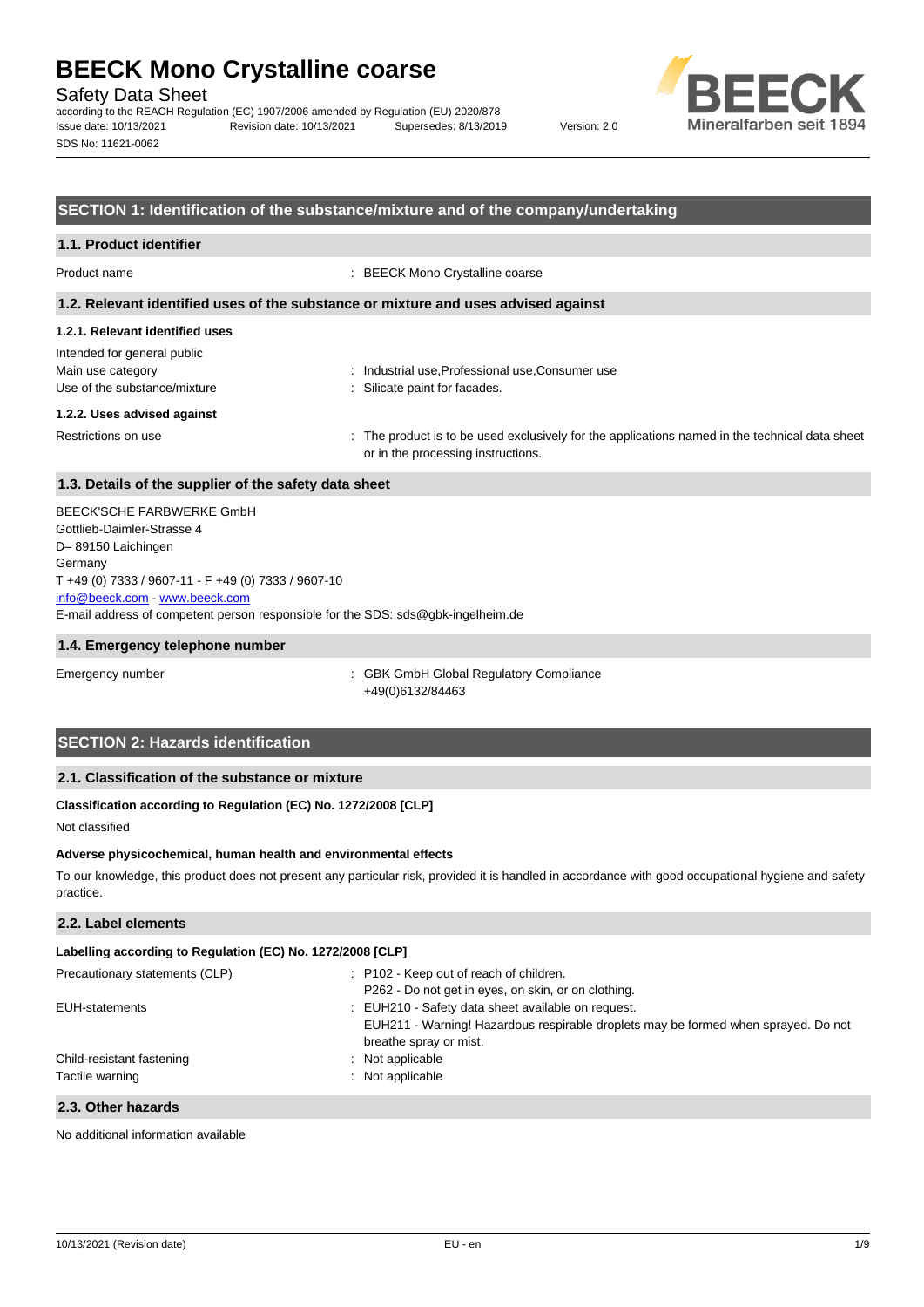# BEECK Mono Crystalline coarse

Safety Data Sheet

according to the REACH Regulation (EC) 1907/2006 amended by Regulation (EU) 2020/878

Issue date: 10/13/2021 Revision date: 10/13/2021 Supersedes: 8/13/2019 Version: 2.0

SDS No: 11621-0062

## SECTION 1: Identification of the substance/mixture and of the company/undertaking

### 1.1. Product identifier

Product name : BEECK Mono Crystalline coarse

### 1.2. Relevant identified uses of the substance or mixture and uses advised against

#### 1.2.1. Relevant identified uses

Intended for general public

Main use category : Industrial use,Professional use,Consumer use

Use of the substance/mixture : Silicate paint for facades.

#### 1.2.2. Uses advised against

Restrictions on use : The product is to be used exclusively for the applications named in the technical data sheet or in the processing instructions.

### 1.3. Details of the supplier of the safety data sheet

BEECK'SCHE FARBWERKE GmbH
Gottlieb-Daimler-Strasse 4
D– 89150 Laichingen
Germany
T +49 (0) 7333 / 9607-11 - F +49 (0) 7333 / 9607-10
info@beeck.com - www.beeck.com
E-mail address of competent person responsible for the SDS: sds@gbk-ingelheim.de

### 1.4. Emergency telephone number

Emergency number : GBK GmbH Global Regulatory Compliance
+49(0)6132/84463

## SECTION 2: Hazards identification

### 2.1. Classification of the substance or mixture

**Classification according to Regulation (EC) No. 1272/2008 [CLP]**

Not classified

**Adverse physicochemical, human health and environmental effects**

To our knowledge, this product does not present any particular risk, provided it is handled in accordance with good occupational hygiene and safety practice.

### 2.2. Label elements

**Labelling according to Regulation (EC) No. 1272/2008 [CLP]**

Precautionary statements (CLP) : P102 - Keep out of reach of children.
P262 - Do not get in eyes, on skin, or on clothing.

EUH-statements : EUH210 - Safety data sheet available on request.
EUH211 - Warning! Hazardous respirable droplets may be formed when sprayed. Do not breathe spray or mist.

Child-resistant fastening : Not applicable

Tactile warning : Not applicable

### 2.3. Other hazards

No additional information available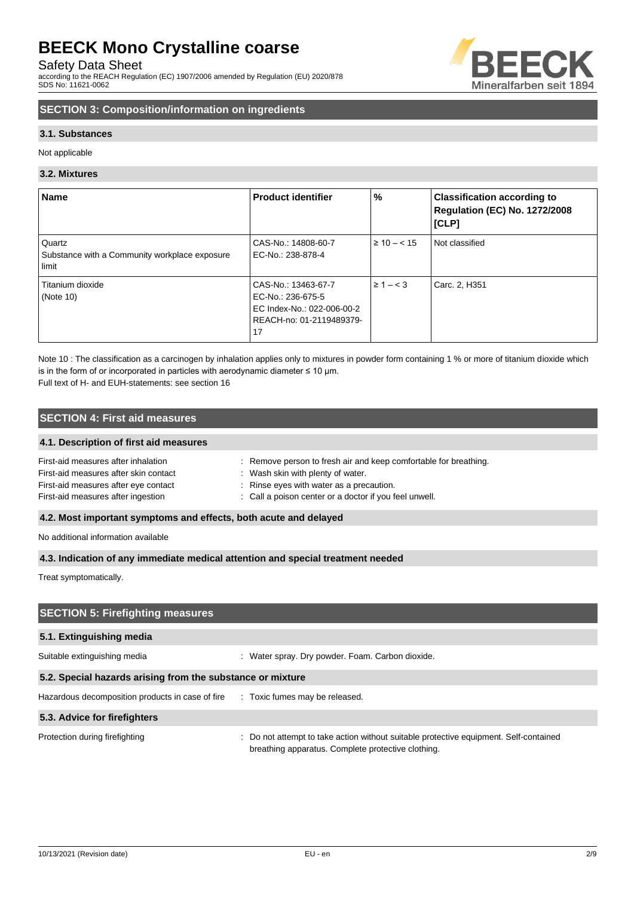## SECTION 3: Composition/information on ingredients

### 3.1. Substances

Not applicable

### 3.2. Mixtures

| Name | Product identifier | % | Classification according to Regulation (EC) No. 1272/2008 [CLP] |
|---|---|---|---|
| Quartz<br>Substance with a Community workplace exposure limit | CAS-No.: 14808-60-7<br>EC-No.: 238-878-4 | ≥ 10 – < 15 | Not classified |
| Titanium dioxide<br>(Note 10) | CAS-No.: 13463-67-7<br>EC-No.: 236-675-5<br>EC Index-No.: 022-006-00-2<br>REACH-no: 01-2119489379-17 | ≥ 1 – < 3 | Carc. 2, H351 |

Note 10 : The classification as a carcinogen by inhalation applies only to mixtures in powder form containing 1 % or more of titanium dioxide which is in the form of or incorporated in particles with aerodynamic diameter ≤ 10 μm.
Full text of H- and EUH-statements: see section 16

## SECTION 4: First aid measures

### 4.1. Description of first aid measures

First-aid measures after inhalation : Remove person to fresh air and keep comfortable for breathing.
First-aid measures after skin contact : Wash skin with plenty of water.
First-aid measures after eye contact : Rinse eyes with water as a precaution.
First-aid measures after ingestion : Call a poison center or a doctor if you feel unwell.

### 4.2. Most important symptoms and effects, both acute and delayed

No additional information available

### 4.3. Indication of any immediate medical attention and special treatment needed

Treat symptomatically.

## SECTION 5: Firefighting measures

### 5.1. Extinguishing media

Suitable extinguishing media : Water spray. Dry powder. Foam. Carbon dioxide.

### 5.2. Special hazards arising from the substance or mixture

Hazardous decomposition products in case of fire : Toxic fumes may be released.

### 5.3. Advice for firefighters

Protection during firefighting : Do not attempt to take action without suitable protective equipment. Self-contained breathing apparatus. Complete protective clothing.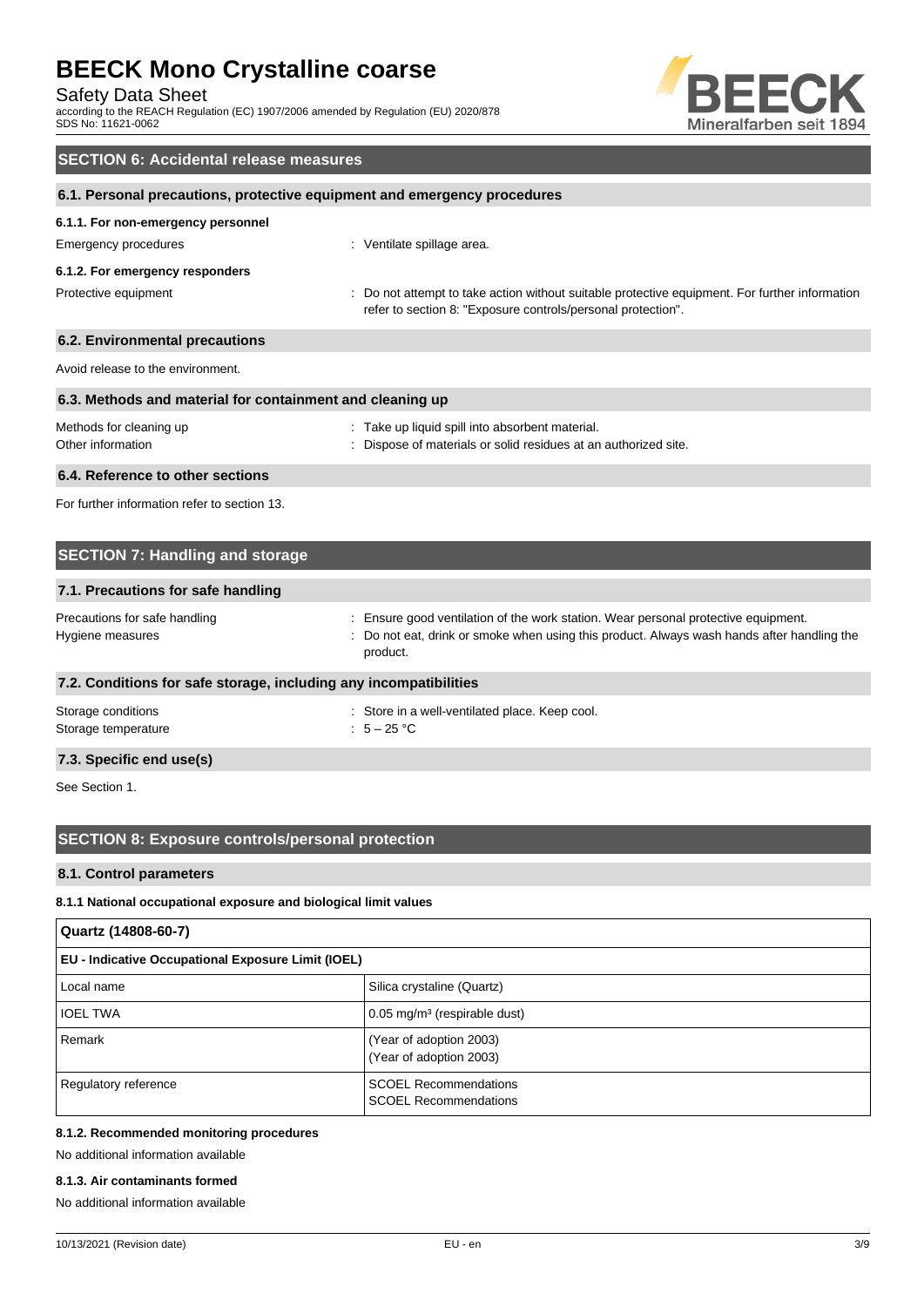## SECTION 6: Accidental release measures

### 6.1. Personal precautions, protective equipment and emergency procedures

#### 6.1.1. For non-emergency personnel

Emergency procedures : Ventilate spillage area.

#### 6.1.2. For emergency responders

Protective equipment : Do not attempt to take action without suitable protective equipment. For further information refer to section 8: "Exposure controls/personal protection".

### 6.2. Environmental precautions

Avoid release to the environment.

### 6.3. Methods and material for containment and cleaning up

Methods for cleaning up : Take up liquid spill into absorbent material.

Other information : Dispose of materials or solid residues at an authorized site.

### 6.4. Reference to other sections

For further information refer to section 13.

## SECTION 7: Handling and storage

### 7.1. Precautions for safe handling

Precautions for safe handling : Ensure good ventilation of the work station. Wear personal protective equipment.

Hygiene measures : Do not eat, drink or smoke when using this product. Always wash hands after handling the product.

### 7.2. Conditions for safe storage, including any incompatibilities

Storage conditions : Store in a well-ventilated place. Keep cool.

Storage temperature : 5 – 25 °C

### 7.3. Specific end use(s)

See Section 1.

## SECTION 8: Exposure controls/personal protection

### 8.1. Control parameters

#### 8.1.1 National occupational exposure and biological limit values

| Quartz (14808-60-7) | |
|---|---|
| **EU - Indicative Occupational Exposure Limit (IOEL)** | |
| Local name | Silica crystaline (Quartz) |
| IOEL TWA | 0.05 mg/m³ (respirable dust) |
| Remark | (Year of adoption 2003)<br>(Year of adoption 2003) |
| Regulatory reference | SCOEL Recommendations<br>SCOEL Recommendations |

#### 8.1.2. Recommended monitoring procedures

No additional information available

#### 8.1.3. Air contaminants formed

No additional information available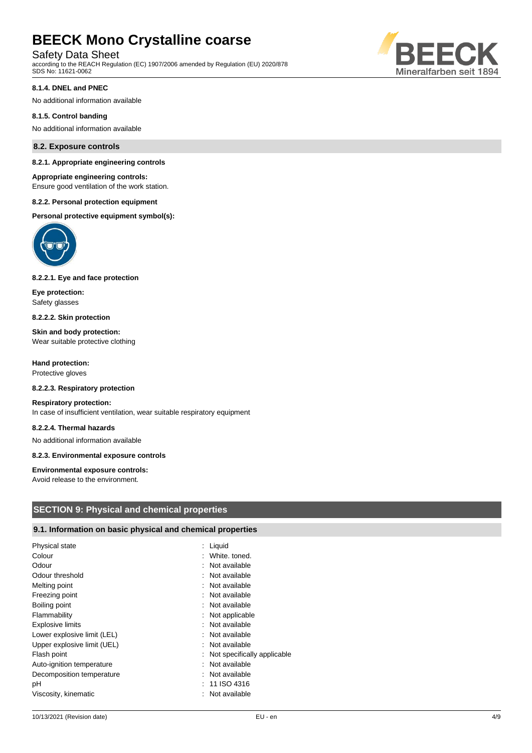#### 8.1.4. DNEL and PNEC

No additional information available

#### 8.1.5. Control banding

No additional information available

### 8.2. Exposure controls

#### 8.2.1. Appropriate engineering controls

**Appropriate engineering controls:**
Ensure good ventilation of the work station.

#### 8.2.2. Personal protection equipment

**Personal protective equipment symbol(s):**

#### 8.2.2.1. Eye and face protection

**Eye protection:**
Safety glasses

#### 8.2.2.2. Skin protection

**Skin and body protection:**
Wear suitable protective clothing

**Hand protection:**
Protective gloves

#### 8.2.2.3. Respiratory protection

**Respiratory protection:**
In case of insufficient ventilation, wear suitable respiratory equipment

#### 8.2.2.4. Thermal hazards

No additional information available

#### 8.2.3. Environmental exposure controls

**Environmental exposure controls:**
Avoid release to the environment.

## SECTION 9: Physical and chemical properties

### 9.1. Information on basic physical and chemical properties

| | |
|---|---|
| Physical state | : Liquid |
| Colour | : White. toned. |
| Odour | : Not available |
| Odour threshold | : Not available |
| Melting point | : Not available |
| Freezing point | : Not available |
| Boiling point | : Not available |
| Flammability | : Not applicable |
| Explosive limits | : Not available |
| Lower explosive limit (LEL) | : Not available |
| Upper explosive limit (UEL) | : Not available |
| Flash point | : Not specifically applicable |
| Auto-ignition temperature | : Not available |
| Decomposition temperature | : Not available |
| pH | : 11 ISO 4316 |
| Viscosity, kinematic | : Not available |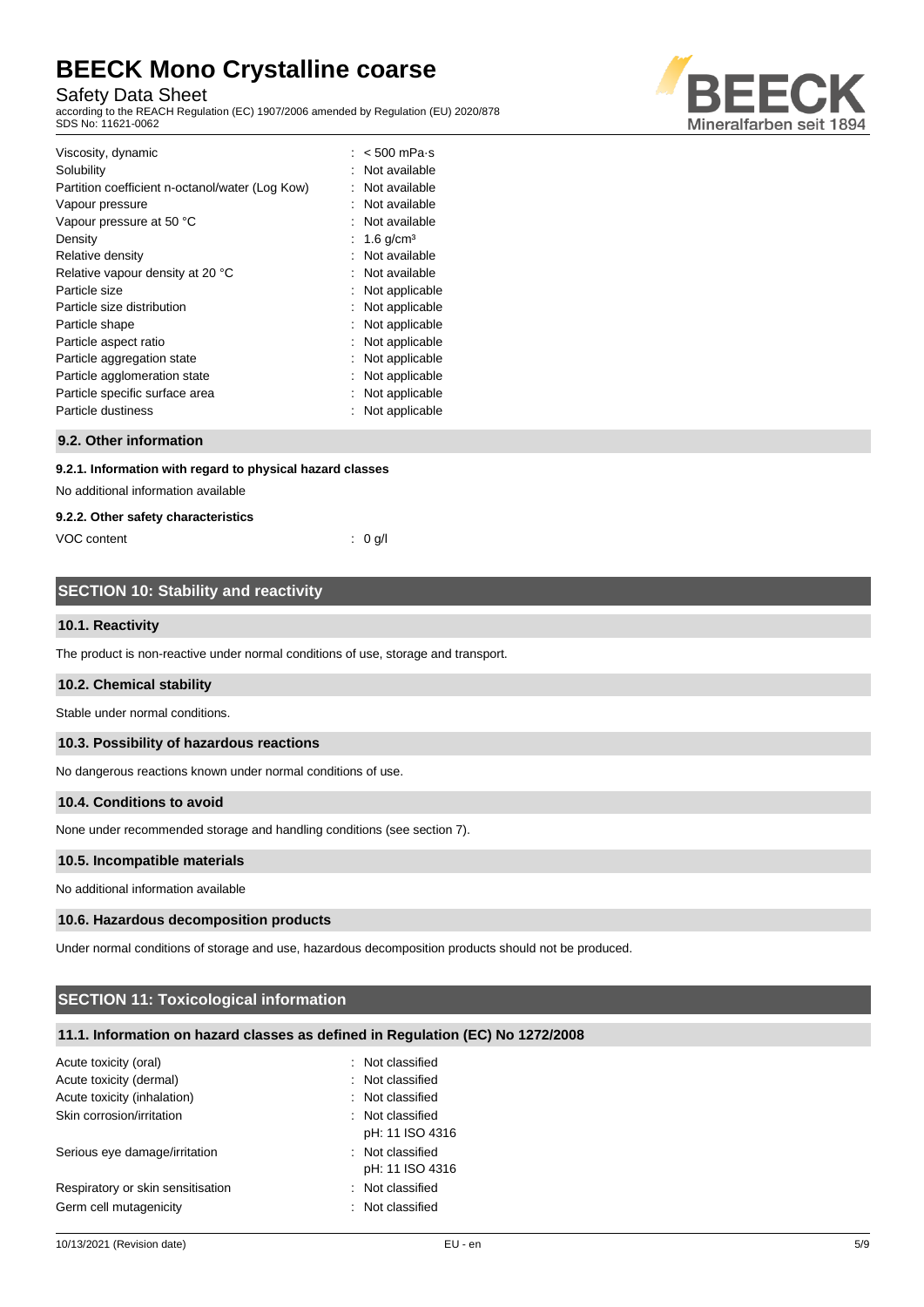| | |
|---|---|
| Viscosity, dynamic | : < 500 mPa·s |
| Solubility | : Not available |
| Partition coefficient n-octanol/water (Log Kow) | : Not available |
| Vapour pressure | : Not available |
| Vapour pressure at 50 °C | : Not available |
| Density | : 1.6 g/cm³ |
| Relative density | : Not available |
| Relative vapour density at 20 °C | : Not available |
| Particle size | : Not applicable |
| Particle size distribution | : Not applicable |
| Particle shape | : Not applicable |
| Particle aspect ratio | : Not applicable |
| Particle aggregation state | : Not applicable |
| Particle agglomeration state | : Not applicable |
| Particle specific surface area | : Not applicable |
| Particle dustiness | : Not applicable |

### 9.2. Other information

#### 9.2.1. Information with regard to physical hazard classes

No additional information available

#### 9.2.2. Other safety characteristics

| | |
|---|---|
| VOC content | : 0 g/l |

## SECTION 10: Stability and reactivity

### 10.1. Reactivity

The product is non-reactive under normal conditions of use, storage and transport.

### 10.2. Chemical stability

Stable under normal conditions.

### 10.3. Possibility of hazardous reactions

No dangerous reactions known under normal conditions of use.

### 10.4. Conditions to avoid

None under recommended storage and handling conditions (see section 7).

### 10.5. Incompatible materials

No additional information available

### 10.6. Hazardous decomposition products

Under normal conditions of storage and use, hazardous decomposition products should not be produced.

## SECTION 11: Toxicological information

### 11.1. Information on hazard classes as defined in Regulation (EC) No 1272/2008

| | |
|---|---|
| Acute toxicity (oral) | : Not classified |
| Acute toxicity (dermal) | : Not classified |
| Acute toxicity (inhalation) | : Not classified |
| Skin corrosion/irritation | : Not classified<br>pH: 11 ISO 4316 |
| Serious eye damage/irritation | : Not classified<br>pH: 11 ISO 4316 |
| Respiratory or skin sensitisation | : Not classified |
| Germ cell mutagenicity | : Not classified |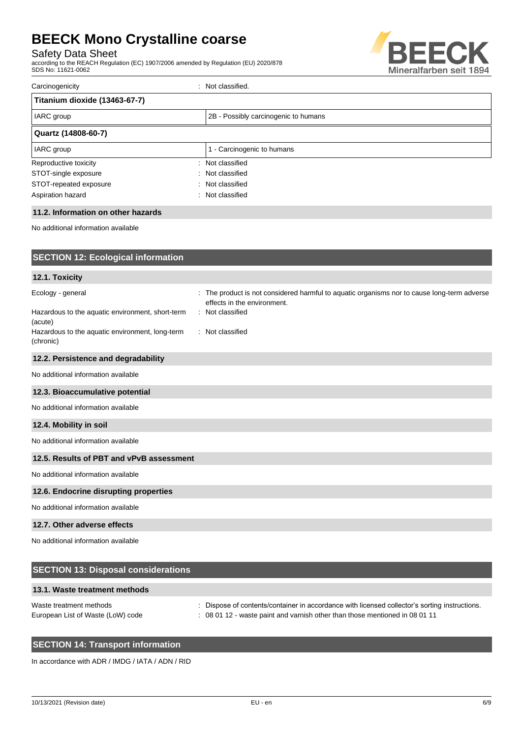Carcinogenicity : Not classified.

| Titanium dioxide (13463-67-7) | |
|---|---|
| IARC group | 2B - Possibly carcinogenic to humans |

| Quartz (14808-60-7) | |
|---|---|
| IARC group | 1 - Carcinogenic to humans |

Reproductive toxicity : Not classified
STOT-single exposure : Not classified
STOT-repeated exposure : Not classified
Aspiration hazard : Not classified

### 11.2. Information on other hazards

No additional information available

## SECTION 12: Ecological information

### 12.1. Toxicity

Ecology - general : The product is not considered harmful to aquatic organisms nor to cause long-term adverse effects in the environment.
Hazardous to the aquatic environment, short-term (acute) : Not classified
Hazardous to the aquatic environment, long-term (chronic) : Not classified

### 12.2. Persistence and degradability

No additional information available

### 12.3. Bioaccumulative potential

No additional information available

### 12.4. Mobility in soil

No additional information available

### 12.5. Results of PBT and vPvB assessment

No additional information available

### 12.6. Endocrine disrupting properties

No additional information available

### 12.7. Other adverse effects

No additional information available

## SECTION 13: Disposal considerations

### 13.1. Waste treatment methods

Waste treatment methods : Dispose of contents/container in accordance with licensed collector's sorting instructions.
European List of Waste (LoW) code : 08 01 12 - waste paint and varnish other than those mentioned in 08 01 11

## SECTION 14: Transport information

In accordance with ADR / IMDG / IATA / ADN / RID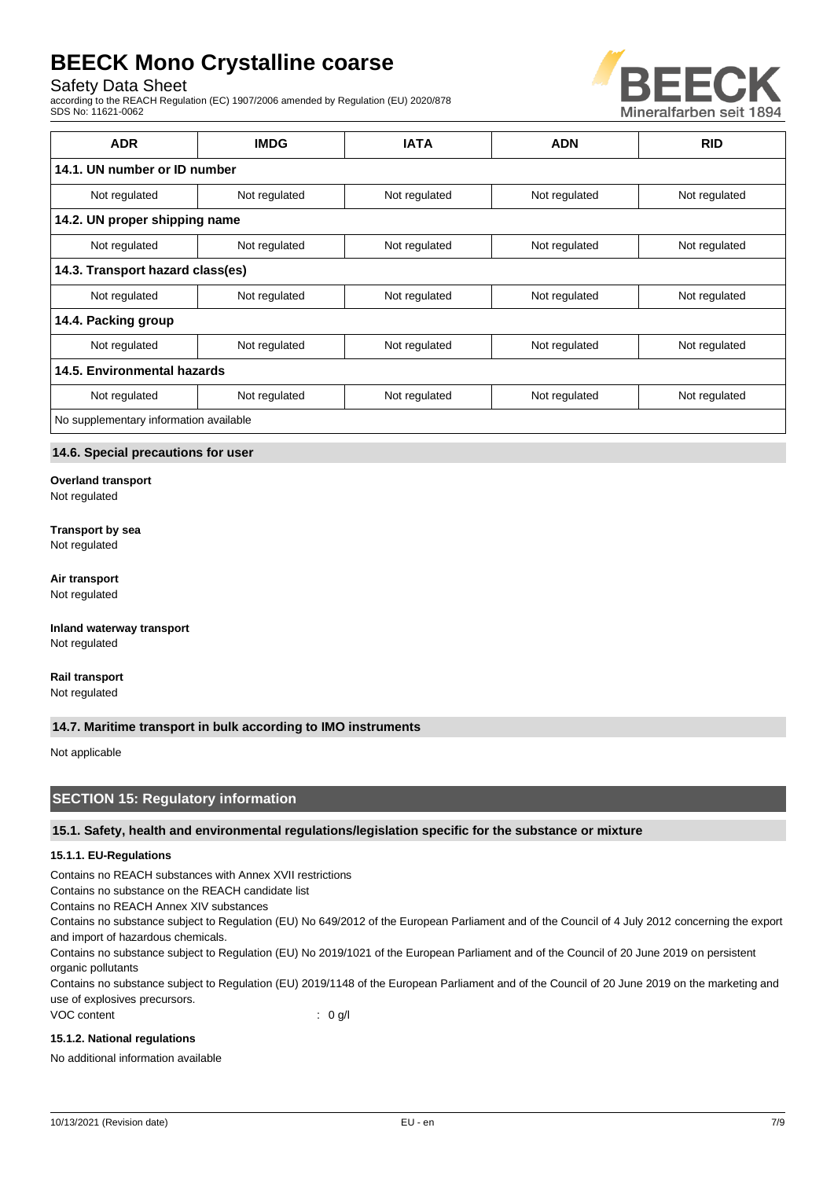| ADR | IMDG | IATA | ADN | RID |
|---|---|---|---|---|
| **14.1. UN number or ID number** | | | | |
| Not regulated | Not regulated | Not regulated | Not regulated | Not regulated |
| **14.2. UN proper shipping name** | | | | |
| Not regulated | Not regulated | Not regulated | Not regulated | Not regulated |
| **14.3. Transport hazard class(es)** | | | | |
| Not regulated | Not regulated | Not regulated | Not regulated | Not regulated |
| **14.4. Packing group** | | | | |
| Not regulated | Not regulated | Not regulated | Not regulated | Not regulated |
| **14.5. Environmental hazards** | | | | |
| Not regulated | Not regulated | Not regulated | Not regulated | Not regulated |
| No supplementary information available | | | | |

### 14.6. Special precautions for user

**Overland transport**
Not regulated

**Transport by sea**
Not regulated

**Air transport**
Not regulated

**Inland waterway transport**
Not regulated

**Rail transport**
Not regulated

### 14.7. Maritime transport in bulk according to IMO instruments

Not applicable

## SECTION 15: Regulatory information

### 15.1. Safety, health and environmental regulations/legislation specific for the substance or mixture

#### 15.1.1. EU-Regulations

Contains no REACH substances with Annex XVII restrictions
Contains no substance on the REACH candidate list
Contains no REACH Annex XIV substances
Contains no substance subject to Regulation (EU) No 649/2012 of the European Parliament and of the Council of 4 July 2012 concerning the export and import of hazardous chemicals.
Contains no substance subject to Regulation (EU) No 2019/1021 of the European Parliament and of the Council of 20 June 2019 on persistent organic pollutants
Contains no substance subject to Regulation (EU) 2019/1148 of the European Parliament and of the Council of 20 June 2019 on the marketing and use of explosives precursors.
VOC content : 0 g/l

#### 15.1.2. National regulations

No additional information available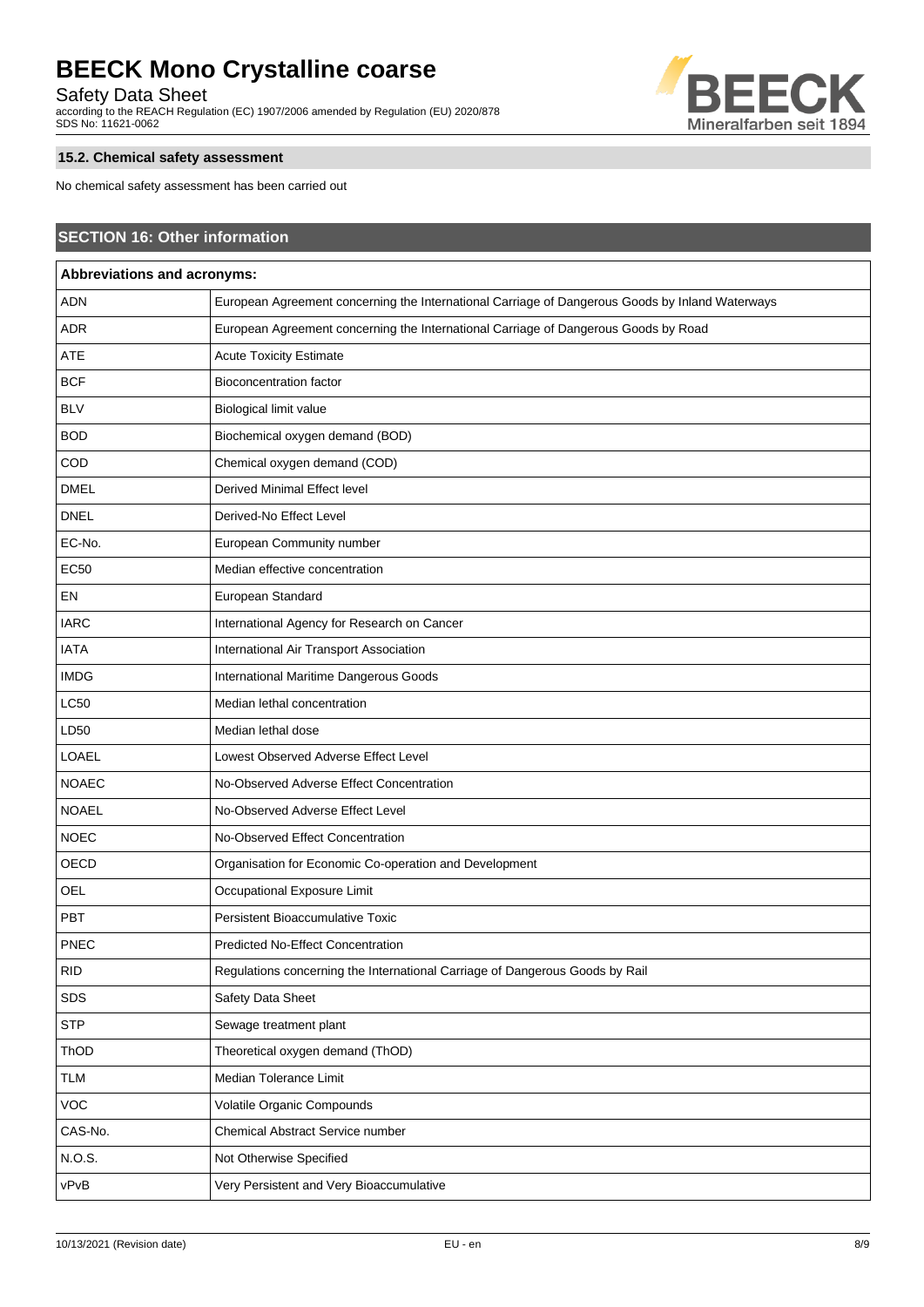### 15.2. Chemical safety assessment

No chemical safety assessment has been carried out

## SECTION 16: Other information

| Abbreviations and acronyms: | |
|---|---|
| ADN | European Agreement concerning the International Carriage of Dangerous Goods by Inland Waterways |
| ADR | European Agreement concerning the International Carriage of Dangerous Goods by Road |
| ATE | Acute Toxicity Estimate |
| BCF | Bioconcentration factor |
| BLV | Biological limit value |
| BOD | Biochemical oxygen demand (BOD) |
| COD | Chemical oxygen demand (COD) |
| DMEL | Derived Minimal Effect level |
| DNEL | Derived-No Effect Level |
| EC-No. | European Community number |
| EC50 | Median effective concentration |
| EN | European Standard |
| IARC | International Agency for Research on Cancer |
| IATA | International Air Transport Association |
| IMDG | International Maritime Dangerous Goods |
| LC50 | Median lethal concentration |
| LD50 | Median lethal dose |
| LOAEL | Lowest Observed Adverse Effect Level |
| NOAEC | No-Observed Adverse Effect Concentration |
| NOAEL | No-Observed Adverse Effect Level |
| NOEC | No-Observed Effect Concentration |
| OECD | Organisation for Economic Co-operation and Development |
| OEL | Occupational Exposure Limit |
| PBT | Persistent Bioaccumulative Toxic |
| PNEC | Predicted No-Effect Concentration |
| RID | Regulations concerning the International Carriage of Dangerous Goods by Rail |
| SDS | Safety Data Sheet |
| STP | Sewage treatment plant |
| ThOD | Theoretical oxygen demand (ThOD) |
| TLM | Median Tolerance Limit |
| VOC | Volatile Organic Compounds |
| CAS-No. | Chemical Abstract Service number |
| N.O.S. | Not Otherwise Specified |
| vPvB | Very Persistent and Very Bioaccumulative |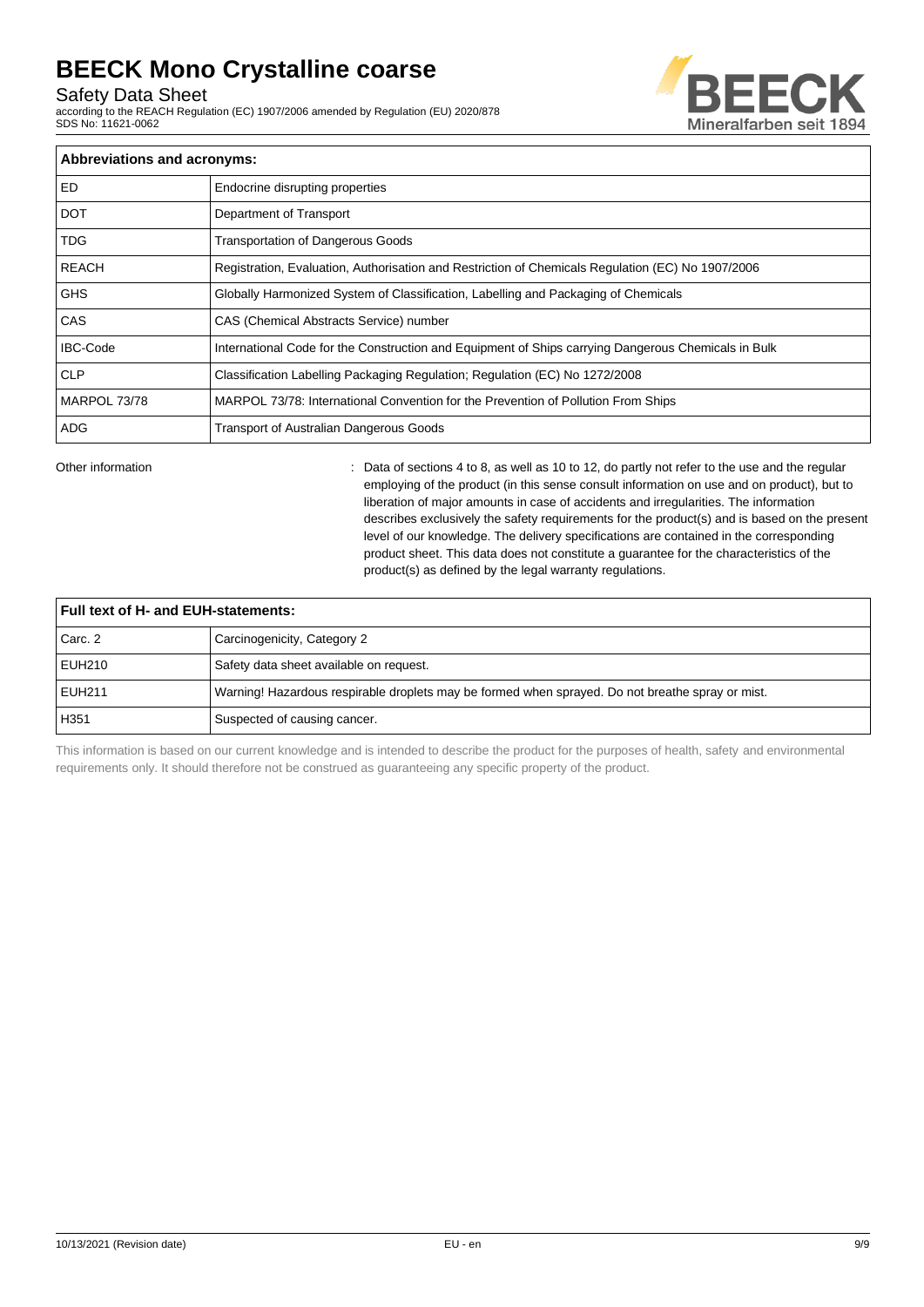| Abbreviations and acronyms: | |
|---|---|
| ED | Endocrine disrupting properties |
| DOT | Department of Transport |
| TDG | Transportation of Dangerous Goods |
| REACH | Registration, Evaluation, Authorisation and Restriction of Chemicals Regulation (EC) No 1907/2006 |
| GHS | Globally Harmonized System of Classification, Labelling and Packaging of Chemicals |
| CAS | CAS (Chemical Abstracts Service) number |
| IBC-Code | International Code for the Construction and Equipment of Ships carrying Dangerous Chemicals in Bulk |
| CLP | Classification Labelling Packaging Regulation; Regulation (EC) No 1272/2008 |
| MARPOL 73/78 | MARPOL 73/78: International Convention for the Prevention of Pollution From Ships |
| ADG | Transport of Australian Dangerous Goods |

Other information : Data of sections 4 to 8, as well as 10 to 12, do partly not refer to the use and the regular employing of the product (in this sense consult information on use and on product), but to liberation of major amounts in case of accidents and irregularities. The information describes exclusively the safety requirements for the product(s) and is based on the present level of our knowledge. The delivery specifications are contained in the corresponding product sheet. This data does not constitute a guarantee for the characteristics of the product(s) as defined by the legal warranty regulations.

| Full text of H- and EUH-statements: | |
|---|---|
| Carc. 2 | Carcinogenicity, Category 2 |
| EUH210 | Safety data sheet available on request. |
| EUH211 | Warning! Hazardous respirable droplets may be formed when sprayed. Do not breathe spray or mist. |
| H351 | Suspected of causing cancer. |

This information is based on our current knowledge and is intended to describe the product for the purposes of health, safety and environmental requirements only. It should therefore not be construed as guaranteeing any specific property of the product.